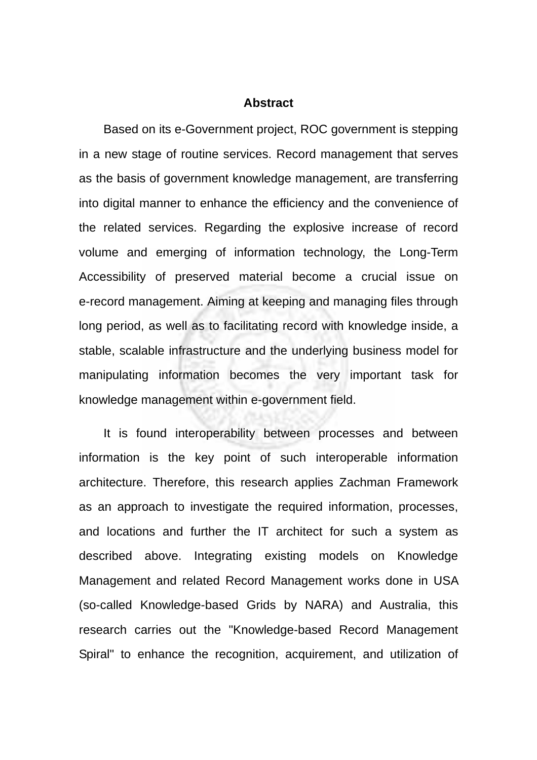## Abstract

Based on its e-Government project, ROC government is stepping in a new stage of routine services. Record management that serves as the basis of government knowledge management, are transferring into digital manner to enhance the efficiency and the convenience of the related services. Regarding the explosive increase of record volume and emerging of information technology, the Long-Term Accessibility of preserved material become a crucial issue on e-record management. Aiming at keeping and managing files through long period, as well as to facilitating record with knowledge inside, a stable, scalable infrastructure and the underlying business model for manipulating information becomes the very important task for knowledge management within e-government field.

It is found interoperability between processes and between information is the key point of such interoperable information architecture. Therefore, this research applies Zachman Framework as an approach to investigate the required information, processes, and locations and further the IT architect for such a system as described above. Integrating existing models on Knowledge Management and related Record Management works done in USA (so-called Knowledge-based Grids by NARA) and Australia, this research carries out the "Knowledge-based Record Management Spiral" to enhance the recognition, acquirement, and utilization of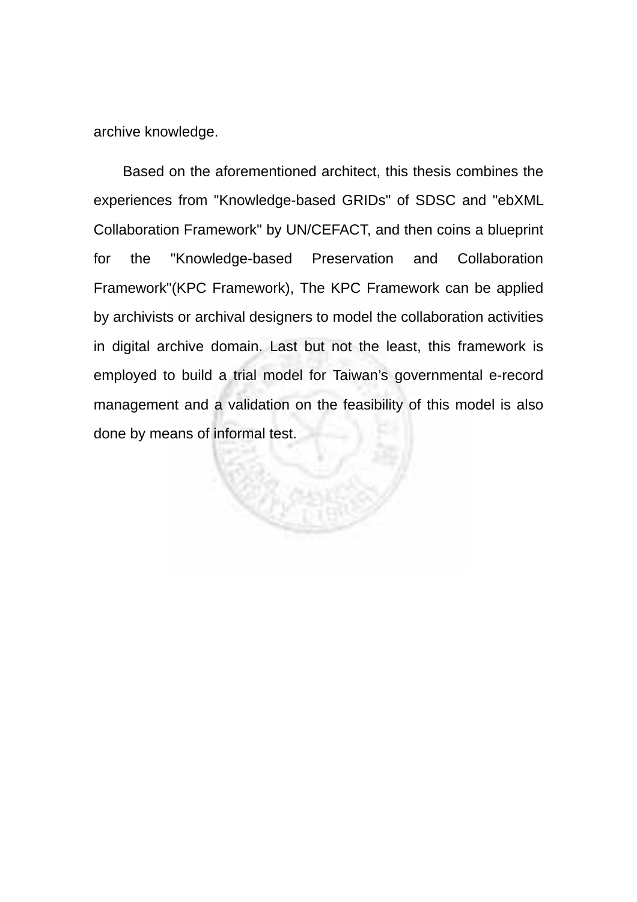archive knowledge.

Based on the aforementioned architect, this thesis combines the experiences from "Knowledge-based GRIDs" of SDSC and "ebXML Collaboration Framework" by UN/CEFACT, and then coins a blueprint for the "Knowledge-based Preservation and Collaboration Framework"(KPC Framework), The KPC Framework can be applied by archivists or archival designers to model the collaboration activities in digital archive domain. Last but not the least, this framework is employed to build a trial model for Taiwan’s governmental e-record management and a validation on the feasibility of this model is also done by means of informal test.